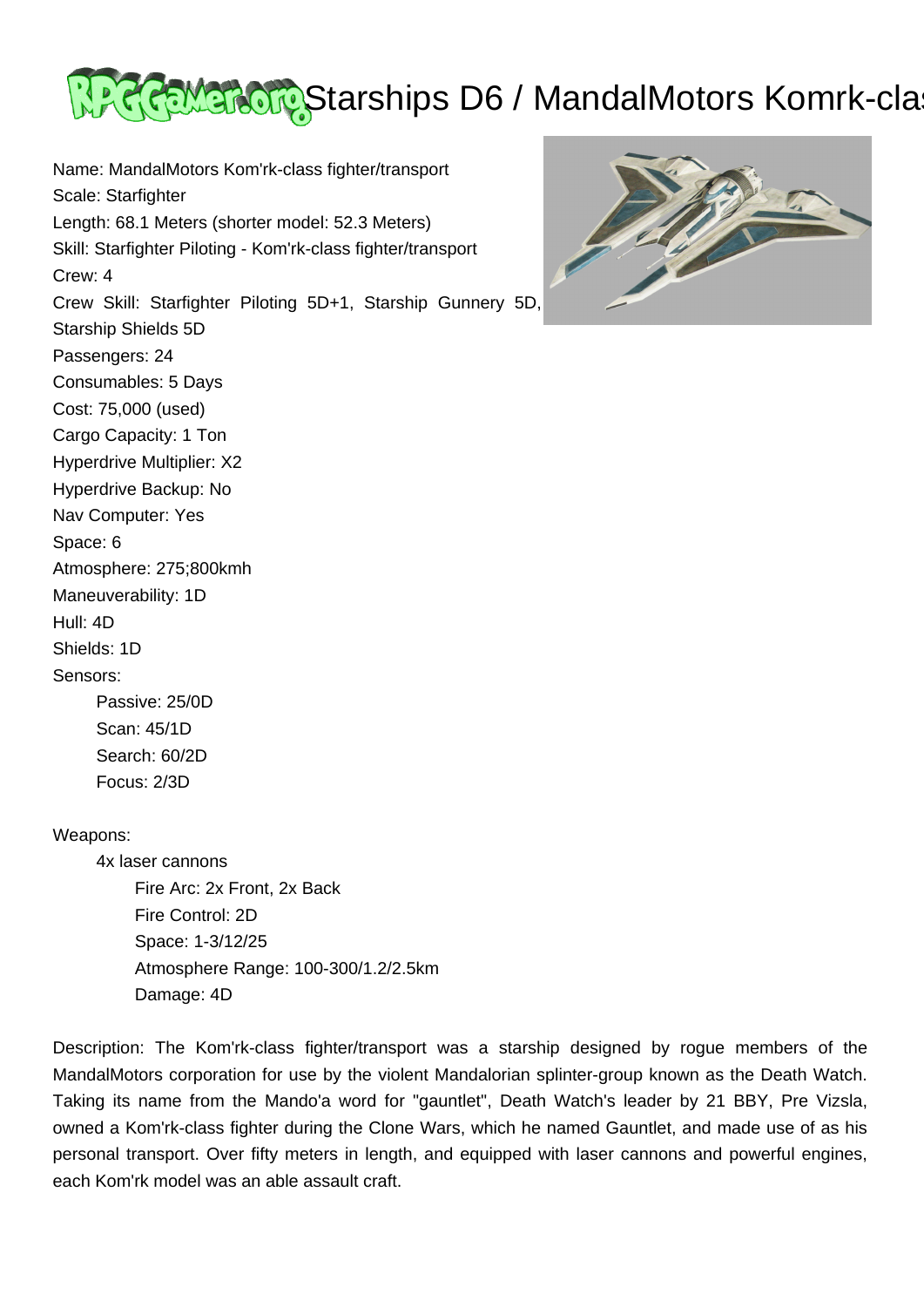# Starships D6 / MandalMotors Komrk-clas

Name: MandalMotors Kom'rk-class fighter/transport
Scale: Starfighter
Length: 68.1 Meters (shorter model: 52.3 Meters)
Skill: Starfighter Piloting - Kom'rk-class fighter/transport
Crew: 4
Crew Skill: Starfighter Piloting 5D+1, Starship Gunnery 5D, Starship Shields 5D
Passengers: 24
Consumables: 5 Days
Cost: 75,000 (used)
Cargo Capacity: 1 Ton
Hyperdrive Multiplier: X2
Hyperdrive Backup: No
Nav Computer: Yes
Space: 6
Atmosphere: 275;800kmh
Maneuverability: 1D
Hull: 4D
Shields: 1D
Sensors:

- Passive: 25/0D
- Scan: 45/1D
- Search: 60/2D
- Focus: 2/3D

Weapons:

- 4x laser cannons
  - Fire Arc: 2x Front, 2x Back
  - Fire Control: 2D
  - Space: 1-3/12/25
  - Atmosphere Range: 100-300/1.2/2.5km
  - Damage: 4D

Description: The Kom'rk-class fighter/transport was a starship designed by rogue members of the MandalMotors corporation for use by the violent Mandalorian splinter-group known as the Death Watch. Taking its name from the Mando'a word for "gauntlet", Death Watch's leader by 21 BBY, Pre Vizsla, owned a Kom'rk-class fighter during the Clone Wars, which he named Gauntlet, and made use of as his personal transport. Over fifty meters in length, and equipped with laser cannons and powerful engines, each Kom'rk model was an able assault craft.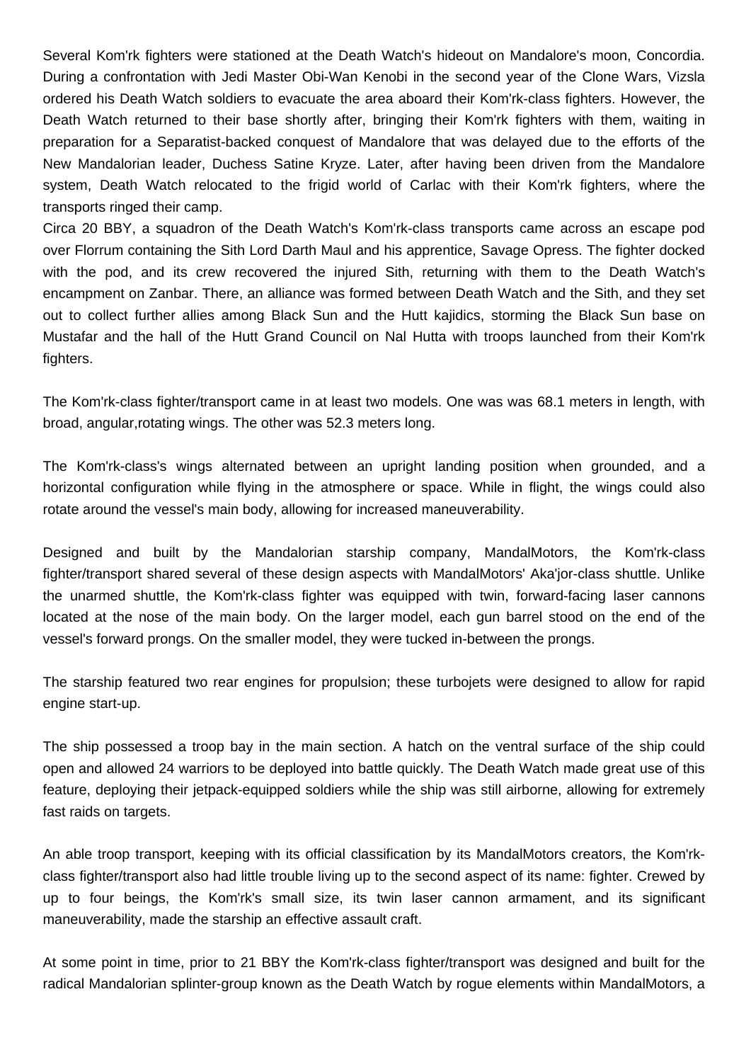Several Kom'rk fighters were stationed at the Death Watch's hideout on Mandalore's moon, Concordia. During a confrontation with Jedi Master Obi-Wan Kenobi in the second year of the Clone Wars, Vizsla ordered his Death Watch soldiers to evacuate the area aboard their Kom'rk-class fighters. However, the Death Watch returned to their base shortly after, bringing their Kom'rk fighters with them, waiting in preparation for a Separatist-backed conquest of Mandalore that was delayed due to the efforts of the New Mandalorian leader, Duchess Satine Kryze. Later, after having been driven from the Mandalore system, Death Watch relocated to the frigid world of Carlac with their Kom'rk fighters, where the transports ringed their camp.

Circa 20 BBY, a squadron of the Death Watch's Kom'rk-class transports came across an escape pod over Florrum containing the Sith Lord Darth Maul and his apprentice, Savage Opress. The fighter docked with the pod, and its crew recovered the injured Sith, returning with them to the Death Watch's encampment on Zanbar. There, an alliance was formed between Death Watch and the Sith, and they set out to collect further allies among Black Sun and the Hutt kajidics, storming the Black Sun base on Mustafar and the hall of the Hutt Grand Council on Nal Hutta with troops launched from their Kom'rk fighters.

The Kom'rk-class fighter/transport came in at least two models. One was was 68.1 meters in length, with broad, angular,rotating wings. The other was 52.3 meters long.

The Kom'rk-class's wings alternated between an upright landing position when grounded, and a horizontal configuration while flying in the atmosphere or space. While in flight, the wings could also rotate around the vessel's main body, allowing for increased maneuverability.

Designed and built by the Mandalorian starship company, MandalMotors, the Kom'rk-class fighter/transport shared several of these design aspects with MandalMotors' Aka'jor-class shuttle. Unlike the unarmed shuttle, the Kom'rk-class fighter was equipped with twin, forward-facing laser cannons located at the nose of the main body. On the larger model, each gun barrel stood on the end of the vessel's forward prongs. On the smaller model, they were tucked in-between the prongs.

The starship featured two rear engines for propulsion; these turbojets were designed to allow for rapid engine start-up.

The ship possessed a troop bay in the main section. A hatch on the ventral surface of the ship could open and allowed 24 warriors to be deployed into battle quickly. The Death Watch made great use of this feature, deploying their jetpack-equipped soldiers while the ship was still airborne, allowing for extremely fast raids on targets.

An able troop transport, keeping with its official classification by its MandalMotors creators, the Kom'rk-class fighter/transport also had little trouble living up to the second aspect of its name: fighter. Crewed by up to four beings, the Kom'rk's small size, its twin laser cannon armament, and its significant maneuverability, made the starship an effective assault craft.

At some point in time, prior to 21 BBY the Kom'rk-class fighter/transport was designed and built for the radical Mandalorian splinter-group known as the Death Watch by rogue elements within MandalMotors, a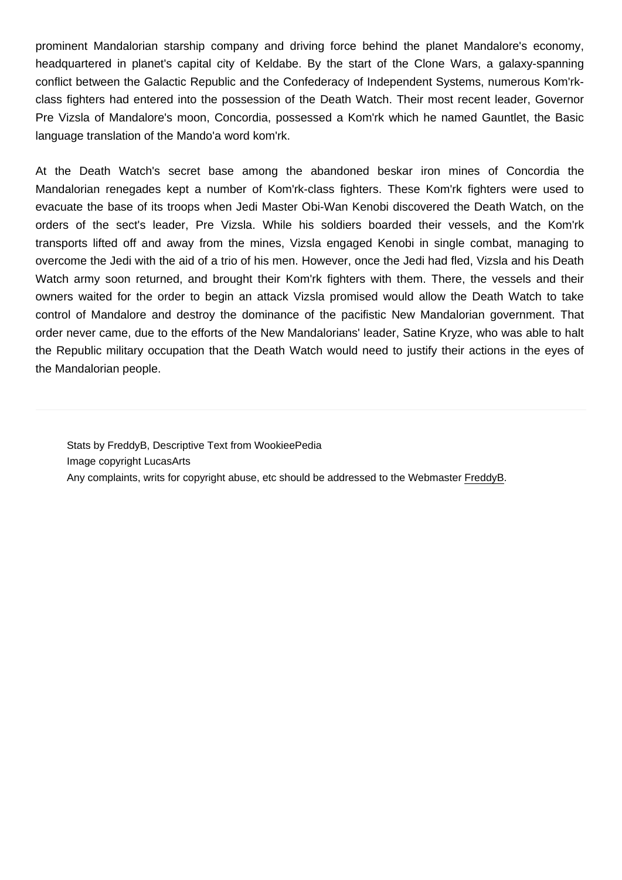prominent Mandalorian starship company and driving force behind the planet Mandalore's economy, headquartered in planet's capital city of Keldabe. By the start of the Clone Wars, a galaxy-spanning conflict between the Galactic Republic and the Confederacy of Independent Systems, numerous Kom'rk-class fighters had entered into the possession of the Death Watch. Their most recent leader, Governor Pre Vizsla of Mandalore's moon, Concordia, possessed a Kom'rk which he named Gauntlet, the Basic language translation of the Mando'a word kom'rk.

At the Death Watch's secret base among the abandoned beskar iron mines of Concordia the Mandalorian renegades kept a number of Kom'rk-class fighters. These Kom'rk fighters were used to evacuate the base of its troops when Jedi Master Obi-Wan Kenobi discovered the Death Watch, on the orders of the sect's leader, Pre Vizsla. While his soldiers boarded their vessels, and the Kom'rk transports lifted off and away from the mines, Vizsla engaged Kenobi in single combat, managing to overcome the Jedi with the aid of a trio of his men. However, once the Jedi had fled, Vizsla and his Death Watch army soon returned, and brought their Kom'rk fighters with them. There, the vessels and their owners waited for the order to begin an attack Vizsla promised would allow the Death Watch to take control of Mandalore and destroy the dominance of the pacifistic New Mandalorian government. That order never came, due to the efforts of the New Mandalorians' leader, Satine Kryze, who was able to halt the Republic military occupation that the Death Watch would need to justify their actions in the eyes of the Mandalorian people.

---

Stats by FreddyB, Descriptive Text from WookieePedia
Image copyright LucasArts
Any complaints, writs for copyright abuse, etc should be addressed to the Webmaster FreddyB.